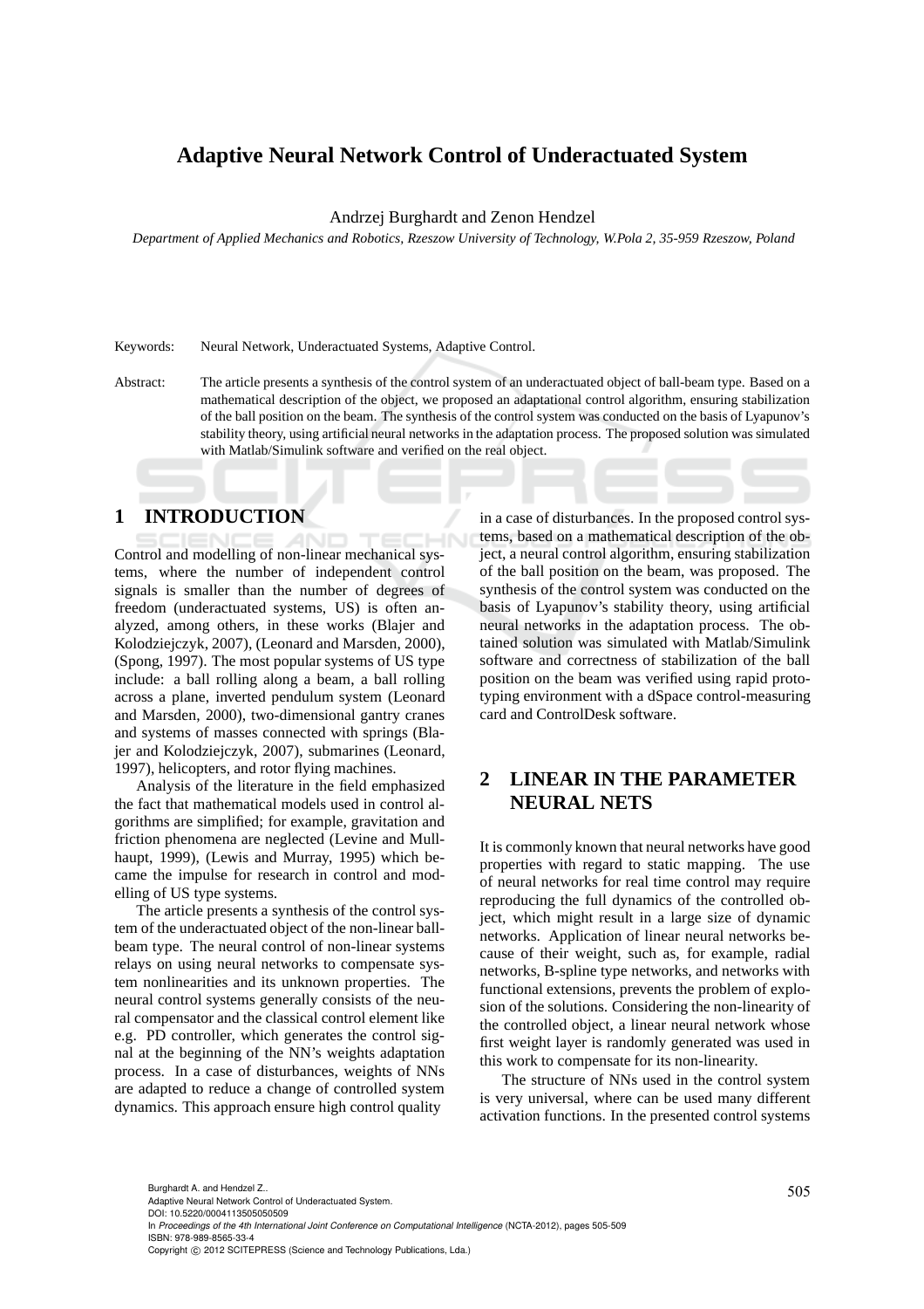# Adaptive Neural Network Control of Underactuated System

Andrzej Burghardt and Zenon Hendzel

*Department of Applied Mechanics and Robotics, Rzeszow University of Technology, W.Pola 2, 35-959 Rzeszow, Poland*

Keywords: Neural Network, Underactuated Systems, Adaptive Control.

Abstract: The article presents a synthesis of the control system of an underactuated object of ball-beam type. Based on a mathematical description of the object, we proposed an adaptational control algorithm, ensuring stabilization of the ball position on the beam. The synthesis of the control system was conducted on the basis of Lyapunov's stability theory, using artificial neural networks in the adaptation process. The proposed solution was simulated with Matlab/Simulink software and verified on the real object.

## 1 INTRODUCTION

Control and modelling of non-linear mechanical systems, where the number of independent control signals is smaller than the number of degrees of freedom (underactuated systems, US) is often analyzed, among others, in these works (Blajer and Kolodziejczyk, 2007), (Leonard and Marsden, 2000), (Spong, 1997). The most popular systems of US type include: a ball rolling along a beam, a ball rolling across a plane, inverted pendulum system (Leonard and Marsden, 2000), two-dimensional gantry cranes and systems of masses connected with springs (Blajer and Kolodziejczyk, 2007), submarines (Leonard, 1997), helicopters, and rotor flying machines.

Analysis of the literature in the field emphasized the fact that mathematical models used in control algorithms are simplified; for example, gravitation and friction phenomena are neglected (Levine and Mullhaupt, 1999), (Lewis and Murray, 1995) which became the impulse for research in control and modelling of US type systems.

The article presents a synthesis of the control system of the underactuated object of the non-linear ball-beam type. The neural control of non-linear systems relays on using neural networks to compensate system nonlinearities and its unknown properties. The neural control systems generally consists of the neural compensator and the classical control element like e.g. PD controller, which generates the control signal at the beginning of the NN's weights adaptation process. In a case of disturbances, weights of NNs are adapted to reduce a change of controlled system dynamics. This approach ensure high control quality in a case of disturbances. In the proposed control systems, based on a mathematical description of the object, a neural control algorithm, ensuring stabilization of the ball position on the beam, was proposed. The synthesis of the control system was conducted on the basis of Lyapunov's stability theory, using artificial neural networks in the adaptation process. The obtained solution was simulated with Matlab/Simulink software and correctness of stabilization of the ball position on the beam was verified using rapid prototyping environment with a dSpace control-measuring card and ControlDesk software.

## 2 LINEAR IN THE PARAMETER NEURAL NETS

It is commonly known that neural networks have good properties with regard to static mapping. The use of neural networks for real time control may require reproducing the full dynamics of the controlled object, which might result in a large size of dynamic networks. Application of linear neural networks because of their weight, such as, for example, radial networks, B-spline type networks, and networks with functional extensions, prevents the problem of explosion of the solutions. Considering the non-linearity of the controlled object, a linear neural network whose first weight layer is randomly generated was used in this work to compensate for its non-linearity.

The structure of NNs used in the control system is very universal, where can be used many different activation functions. In the presented control systems

Burghardt A. and Hendzel Z..
Adaptive Neural Network Control of Underactuated System.
DOI: 10.5220/0004113505050509
In *Proceedings of the 4th International Joint Conference on Computational Intelligence* (NCTA-2012), pages 505-509
ISBN: 978-989-8565-33-4
Copyright © 2012 SCITEPRESS (Science and Technology Publications, Lda.)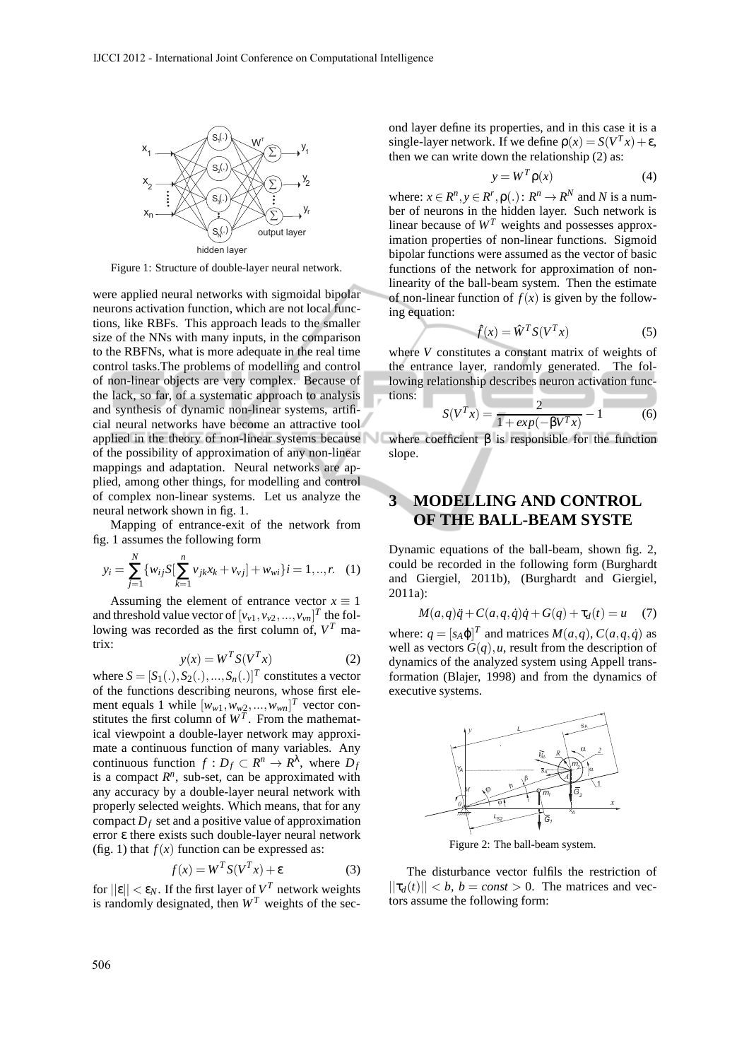Figure 1: Structure of double-layer neural network.

were applied neural networks with sigmoidal bipolar neurons activation function, which are not local functions, like RBFs. This approach leads to the smaller size of the NNs with many inputs, in the comparison to the RBFNs, what is more adequate in the real time control tasks.The problems of modelling and control of non-linear objects are very complex. Because of the lack, so far, of a systematic approach to analysis and synthesis of dynamic non-linear systems, artificial neural networks have become an attractive tool applied in the theory of non-linear systems because of the possibility of approximation of any non-linear mappings and adaptation. Neural networks are applied, among other things, for modelling and control of complex non-linear systems. Let us analyze the neural network shown in fig. 1.

Mapping of entrance-exit of the network from fig. 1 assumes the following form

$$y_i = \sum_{j=1}^{N} \{w_{ij} S[\sum_{k=1}^{n} v_{jk} x_k + v_{vj}] + w_{wi}\} i = 1, .., r. \quad (1)$$

Assuming the element of entrance vector $x \equiv 1$ and threshold value vector of $[v_{v1}, v_{v2}, ..., v_{vn}]^T$ the following was recorded as the first column of, $V^T$ matrix:

$$y(x) = W^T S(V^T x) \quad (2)$$

where $S = [S_1(.), S_2(.), ..., S_n(.)]^T$ constitutes a vector of the functions describing neurons, whose first element equals 1 while $[w_{w1}, w_{w2}, ..., w_{wn}]^T$ vector constitutes the first column of $W^T$. From the mathematical viewpoint a double-layer network may approximate a continuous function of many variables. Any continuous function $f : D_f \subset R^n \to R^\lambda$, where $D_f$ is a compact $R^n$, sub-set, can be approximated with any accuracy by a double-layer neural network with properly selected weights. Which means, that for any compact $D_f$ set and a positive value of approximation error $\varepsilon$ there exists such double-layer neural network (fig. 1) that $f(x)$ function can be expressed as:

$$f(x) = W^T S(V^T x) + \varepsilon \quad (3)$$

for $||\varepsilon|| < \varepsilon_N$. If the first layer of $V^T$ network weights is randomly designated, then $W^T$ weights of the second layer define its properties, and in this case it is a single-layer network. If we define $\rho(x) = S(V^T x) + \varepsilon$, then we can write down the relationship (2) as:

$$y = W^T \rho(x) \quad (4)$$

where: $x \in R^n, y \in R^r, \rho(.) : R^n \to R^N$ and $N$ is a number of neurons in the hidden layer. Such network is linear because of $W^T$ weights and possesses approximation properties of non-linear functions. Sigmoid bipolar functions were assumed as the vector of basic functions of the network for approximation of non-linearity of the ball-beam system. Then the estimate of non-linear function of $f(x)$ is given by the following equation:

$$\hat{f}(x) = \hat{W}^T S(V^T x) \quad (5)$$

where $V$ constitutes a constant matrix of weights of the entrance layer, randomly generated. The following relationship describes neuron activation functions:

$$S(V^T x) = \frac{2}{1 + exp(-\beta V^T x)} - 1 \quad (6)$$

where coefficient $\beta$ is responsible for the function slope.

## 3 MODELLING AND CONTROL OF THE BALL-BEAM SYSTE

Dynamic equations of the ball-beam, shown fig. 2, could be recorded in the following form (Burghardt and Giergiel, 2011b), (Burghardt and Giergiel, 2011a):

$$M(a,q)\ddot{q} + C(a,q,\dot{q})\dot{q} + G(q) + \tau_d(t) = u \quad (7)$$

where: $q = [s_A \varphi]^T$ and matrices $M(a,q), C(a,q,\dot{q})$ as well as vectors $G(q), u$, result from the description of dynamics of the analyzed system using Appell transformation (Blajer, 1998) and from the dynamics of executive systems.

Figure 2: The ball-beam system.

The disturbance vector fulfils the restriction of $||\tau_d(t)|| < b$, $b = const > 0$. The matrices and vectors assume the following form: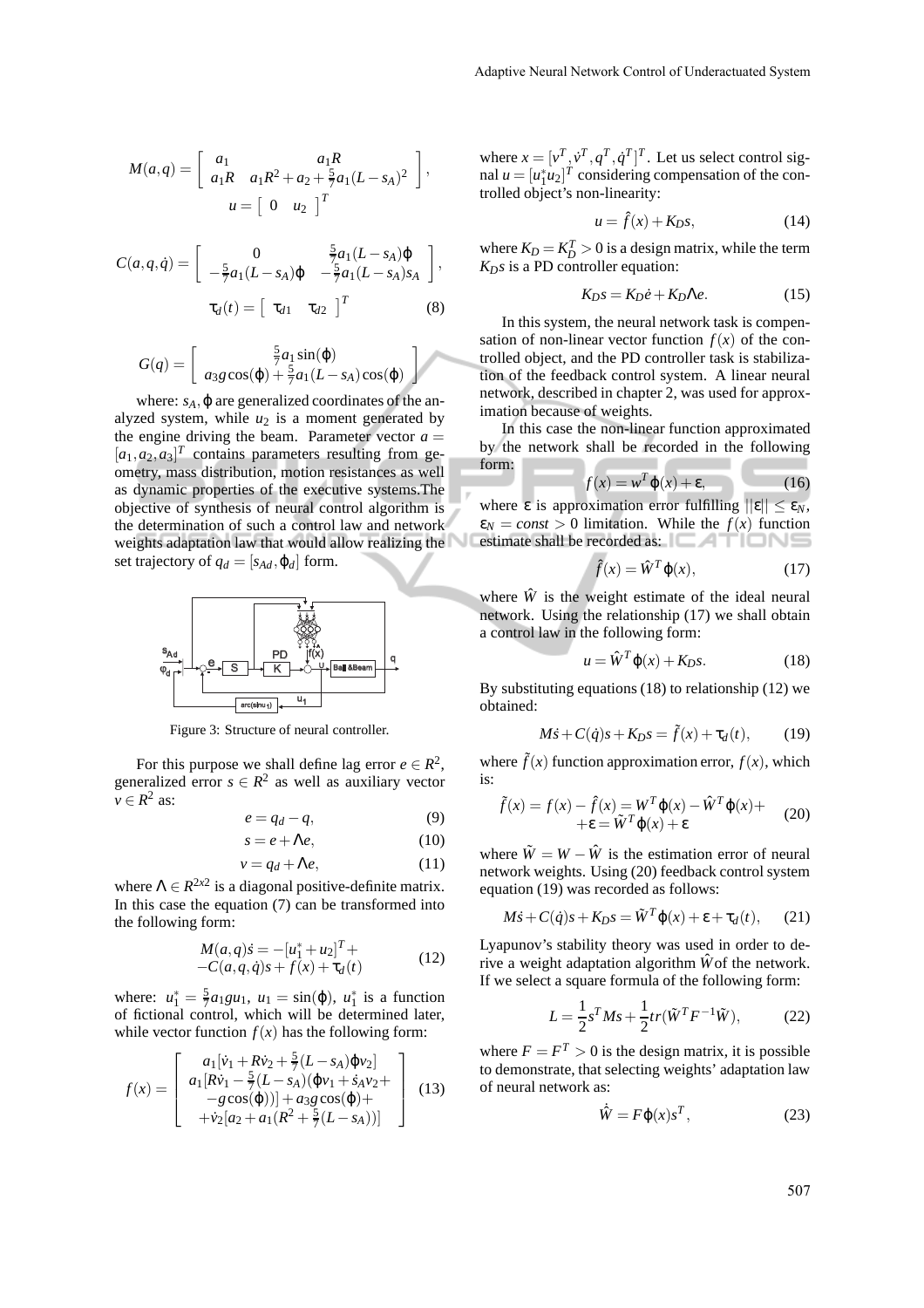$$M(a,q) = \begin{bmatrix} a_1 & a_1 R \\ a_1 R & a_1 R^2 + a_2 + \frac{5}{7} a_1 (L - s_A)^2 \end{bmatrix},$$

$$u = \begin{bmatrix} 0 & u_2 \end{bmatrix}^T$$

$$C(a,q,\dot{q}) = \begin{bmatrix} 0 & \frac{5}{7} a_1 (L - s_A)\dot{\varphi} \\ -\frac{5}{7} a_1 (L - s_A)\dot{\varphi} & -\frac{5}{7} a_1 (L - s_A) \dot{s}_A \end{bmatrix},$$

$$\tau_d(t) = \begin{bmatrix} \tau_{d1} & \tau_{d2} \end{bmatrix}^T \tag{8}$$

$$G(q) = \begin{bmatrix} \frac{5}{7} a_1 \sin(\varphi) \\ a_3 g \cos(\varphi) + \frac{5}{7} a_1 (L - s_A) \cos(\varphi) \end{bmatrix}$$

where: $s_A, \varphi$ are generalized coordinates of the analyzed system, while $u_2$ is a moment generated by the engine driving the beam. Parameter vector $a = [a_1, a_2, a_3]^T$ contains parameters resulting from geometry, mass distribution, motion resistances as well as dynamic properties of the executive systems.The objective of synthesis of neural control algorithm is the determination of such a control law and network weights adaptation law that would allow realizing the set trajectory of $q_d = [s_{Ad}, \varphi_d]$ form.

Figure 3: Structure of neural controller.

For this purpose we shall define lag error $e \in R^2$, generalized error $s \in R^2$ as well as auxiliary vector $v \in R^2$ as:

$$e = q_d - q, \tag{9}$$

$$s = e + \Lambda e, \tag{10}$$

$$v = q_d + \Lambda e, \tag{11}$$

where $\Lambda \in R^{2x2}$ is a diagonal positive-definite matrix. In this case the equation (7) can be transformed into the following form:

$$\begin{aligned} M(a,q)\dot{s} = -[u_1^* + u_2]^T + \\ -C(a,q,\dot{q})s + f(x) + \tau_d(t) \end{aligned} \tag{12}$$

where: $u_1^* = \frac{5}{7} a_1 g u_1$, $u_1 = \sin(\varphi)$, $u_1^*$ is a function of fictional control, which will be determined later, while vector function $f(x)$ has the following form:

$$f(x) = \begin{bmatrix} a_1[\dot{v}_1 + R\dot{v}_2 + \frac{5}{7}(L - s_A)\dot{\varphi} v_2] \\ a_1[R\dot{v}_1 - \frac{5}{7}(L - s_A)(\dot{\varphi} v_1 + \dot{s}_A v_2 + \\ -g\cos(\varphi))] + a_3 g \cos(\varphi) + \\ +\dot{v}_2[a_2 + a_1(R^2 + \frac{5}{7}(L - s_A))] \end{bmatrix} \tag{13}$$

where $x = [v^T, \dot{v}^T, q^T, \dot{q}^T]^T$. Let us select control signal $u = [u_1^* u_2]^T$ considering compensation of the controlled object's non-linearity:

$$u = \hat{f}(x) + K_D s, \tag{14}$$

where $K_D = K_D^T > 0$ is a design matrix, while the term $K_D s$ is a PD controller equation:

$$K_D s = K_D \dot{e} + K_D \Lambda e. \tag{15}$$

In this system, the neural network task is compensation of non-linear vector function $f(x)$ of the controlled object, and the PD controller task is stabilization of the feedback control system. A linear neural network, described in chapter 2, was used for approximation because of weights.

In this case the non-linear function approximated by the network shall be recorded in the following form:

$$f(x) = w^T \varphi(x) + \varepsilon, \tag{16}$$

where $\varepsilon$ is approximation error fulfilling $||\varepsilon|| \leq \varepsilon_N$, $\varepsilon_N = const > 0$ limitation. While the $f(x)$ function estimate shall be recorded as:

$$\hat{f}(x) = \hat{W}^T \varphi(x), \tag{17}$$

where $\hat{W}$ is the weight estimate of the ideal neural network. Using the relationship (17) we shall obtain a control law in the following form:

$$u = \hat{W}^T \varphi(x) + K_D s. \tag{18}$$

By substituting equations (18) to relationship (12) we obtained:

$$M\dot{s} + C(\dot{q})s + K_D s = \tilde{f}(x) + \tau_d(t), \tag{19}$$

where $\tilde{f}(x)$ function approximation error, $f(x)$, which is:

$$\begin{aligned} \tilde{f}(x) = f(x) - \hat{f}(x) = W^T \varphi(x) - \hat{W}^T \varphi(x) + \\ + \varepsilon = \tilde{W}^T \varphi(x) + \varepsilon \end{aligned} \tag{20}$$

where $\tilde{W} = W - \hat{W}$ is the estimation error of neural network weights. Using (20) feedback control system equation (19) was recorded as follows:

$$M\dot{s} + C(\dot{q})s + K_D s = \tilde{W}^T \varphi(x) + \varepsilon + \tau_d(t), \tag{21}$$

Lyapunov's stability theory was used in order to derive a weight adaptation algorithm $\hat{W}$of the network. If we select a square formula of the following form:

$$L = \frac{1}{2} s^T M s + \frac{1}{2} tr(\tilde{W}^T F^{-1} \tilde{W}), \tag{22}$$

where $F = F^T > 0$ is the design matrix, it is possible to demonstrate, that selecting weights' adaptation law of neural network as:

$$\dot{\hat{W}} = F \varphi(x) s^T, \tag{23}$$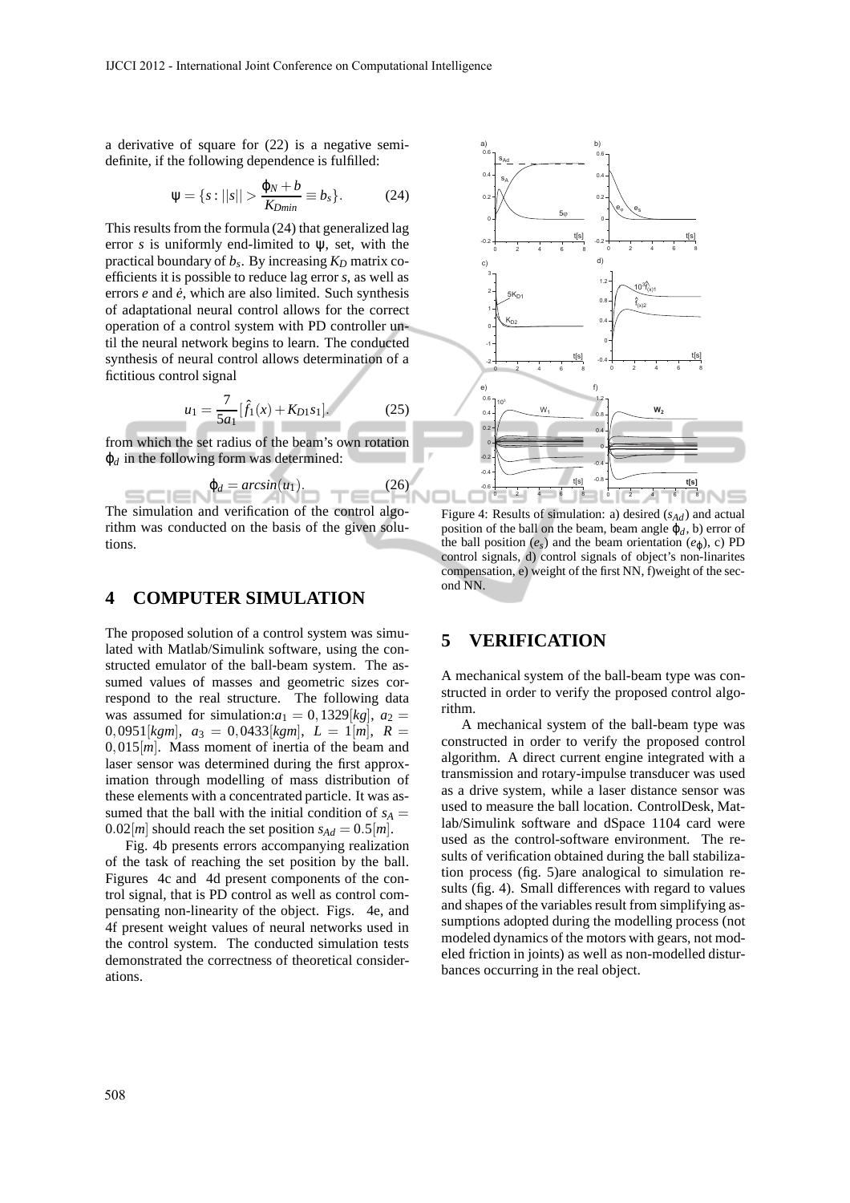a derivative of square for (22) is a negative semi-definite, if the following dependence is fulfilled:

$$\psi = \{s : ||s|| > \frac{\varphi_N + b}{K_{Dmin}} \equiv b_s\}. \quad (24)$$

This results from the formula (24) that generalized lag error $s$ is uniformly end-limited to $\psi$, set, with the practical boundary of $b_s$. By increasing $K_D$ matrix coefficients it is possible to reduce lag error $s$, as well as errors $e$ and $\dot{e}$, which are also limited. Such synthesis of adaptational neural control allows for the correct operation of a control system with PD controller until the neural network begins to learn. The conducted synthesis of neural control allows determination of a fictitious control signal

$$u_1 = \frac{7}{5a_1}[\hat{f}_1(x) + K_{D1}s_1]. \quad (25)$$

from which the set radius of the beam's own rotation $\varphi_d$ in the following form was determined:

$$\varphi_d = arcsin(u_1). \quad (26)$$

The simulation and verification of the control algorithm was conducted on the basis of the given solutions.

## 4 COMPUTER SIMULATION

The proposed solution of a control system was simulated with Matlab/Simulink software, using the constructed emulator of the ball-beam system. The assumed values of masses and geometric sizes correspond to the real structure. The following data was assumed for simulation: $a_1 = 0,1329[kg]$, $a_2 = 0,0951[kgm]$, $a_3 = 0,0433[kgm]$, $L = 1[m]$, $R = 0,015[m]$. Mass moment of inertia of the beam and laser sensor was determined during the first approximation through modelling of mass distribution of these elements with a concentrated particle. It was assumed that the ball with the initial condition of $s_A = 0.02[m]$ should reach the set position $s_{Ad} = 0.5[m]$.

Fig. 4b presents errors accompanying realization of the task of reaching the set position by the ball. Figures 4c and 4d present components of the control signal, that is PD control as well as control compensating non-linearity of the object. Figs. 4e, and 4f present weight values of neural networks used in the control system. The conducted simulation tests demonstrated the correctness of theoretical considerations.

Figure 4: Results of simulation: a) desired ($s_{Ad}$) and actual position of the ball on the beam, beam angle $\varphi_d$, b) error of the ball position ($e_s$) and the beam orientation ($e_\varphi$), c) PD control signals, d) control signals of object's non-linarites compensation, e) weight of the first NN, f)weight of the second NN.

## 5 VERIFICATION

A mechanical system of the ball-beam type was constructed in order to verify the proposed control algorithm.

A mechanical system of the ball-beam type was constructed in order to verify the proposed control algorithm. A direct current engine integrated with a transmission and rotary-impulse transducer was used as a drive system, while a laser distance sensor was used to measure the ball location. ControlDesk, Matlab/Simulink software and dSpace 1104 card were used as the control-software environment. The results of verification obtained during the ball stabilization process (fig. 5)are analogical to simulation results (fig. 4). Small differences with regard to values and shapes of the variables result from simplifying assumptions adopted during the modelling process (not modeled dynamics of the motors with gears, not modeled friction in joints) as well as non-modelled disturbances occurring in the real object.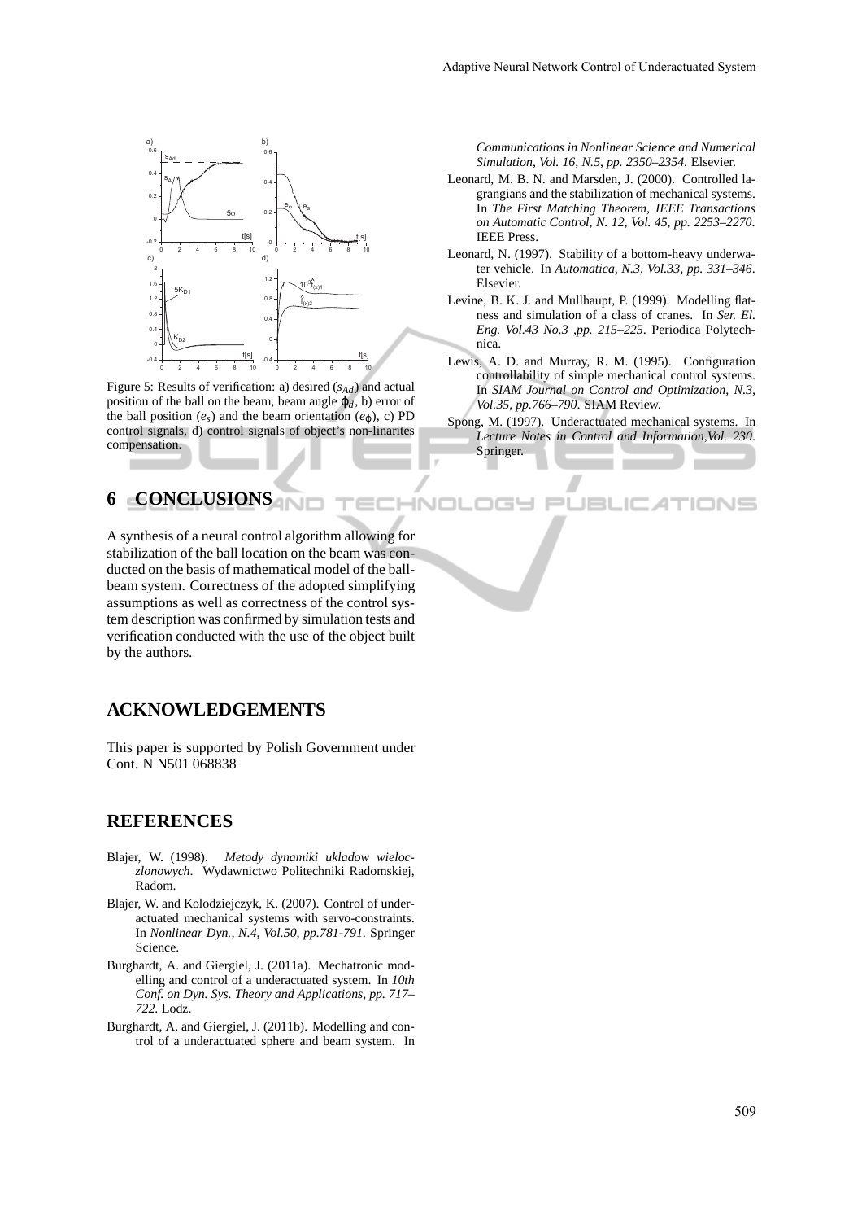a)
0.6
$s_{Ad}$
0.4
$s_A$
0.2
$5\varphi$
0
-0.2
t[s]
0 2 4 6 8 10

b)
0.6
0.4
$e_\varphi$
$e_s$
0.2
0
t[s]
0 2 4 6 8 10

c)
2
1.6
$5K_{D1}$
1.2
0.8
0.4
$K_{D2}$
0
-0.4
t[s]
0 2 4 6 8 10

d)
1.2
$10^3\hat{f}_{(x)1}$
0.8
$\hat{f}_{(x)2}$
0.4
0
-0.4
t[s]
0 2 4 6 8 10

Figure 5: Results of verification: a) desired ($s_{Ad}$) and actual position of the ball on the beam, beam angle $\varphi_d$, b) error of the ball position ($e_s$) and the beam orientation ($e_\varphi$), c) PD control signals, d) control signals of object's non-linarites compensation.

## 6 CONCLUSIONS

A synthesis of a neural control algorithm allowing for stabilization of the ball location on the beam was conducted on the basis of mathematical model of the ball-beam system. Correctness of the adopted simplifying assumptions as well as correctness of the control system description was confirmed by simulation tests and verification conducted with the use of the object built by the authors.

## ACKNOWLEDGEMENTS

This paper is supported by Polish Government under Cont. N N501 068838

## REFERENCES

Blajer, W. (1998). *Metody dynamiki ukladow wieloczlonowych*. Wydawnictwo Politechniki Radomskiej, Radom.

Blajer, W. and Kolodziejczyk, K. (2007). Control of underactuated mechanical systems with servo-constraints. In *Nonlinear Dyn., N.4, Vol.50, pp.781-791*. Springer Science.

Burghardt, A. and Giergiel, J. (2011a). Mechatronic modelling and control of a underactuated system. In *10th Conf. on Dyn. Sys. Theory and Applications, pp. 717–722*. Lodz.

Burghardt, A. and Giergiel, J. (2011b). Modelling and control of a underactuated sphere and beam system. In *Communications in Nonlinear Science and Numerical Simulation, Vol. 16, N.5, pp. 2350–2354*. Elsevier.

Leonard, M. B. N. and Marsden, J. (2000). Controlled lagrangians and the stabilization of mechanical systems. In *The First Matching Theorem, IEEE Transactions on Automatic Control, N. 12, Vol. 45, pp. 2253–2270*. IEEE Press.

Leonard, N. (1997). Stability of a bottom-heavy underwater vehicle. In *Automatica, N.3, Vol.33, pp. 331–346*. Elsevier.

Levine, B. K. J. and Mullhaupt, P. (1999). Modelling flatness and simulation of a class of cranes. In *Ser. El. Eng. Vol.43 No.3 ,pp. 215–225*. Periodica Polytechnica.

Lewis, A. D. and Murray, R. M. (1995). Configuration controllability of simple mechanical control systems. In *SIAM Journal on Control and Optimization, N.3, Vol.35, pp.766–790*. SIAM Review.

Spong, M. (1997). Underactuated mechanical systems. In *Lecture Notes in Control and Information,Vol. 230*. Springer.